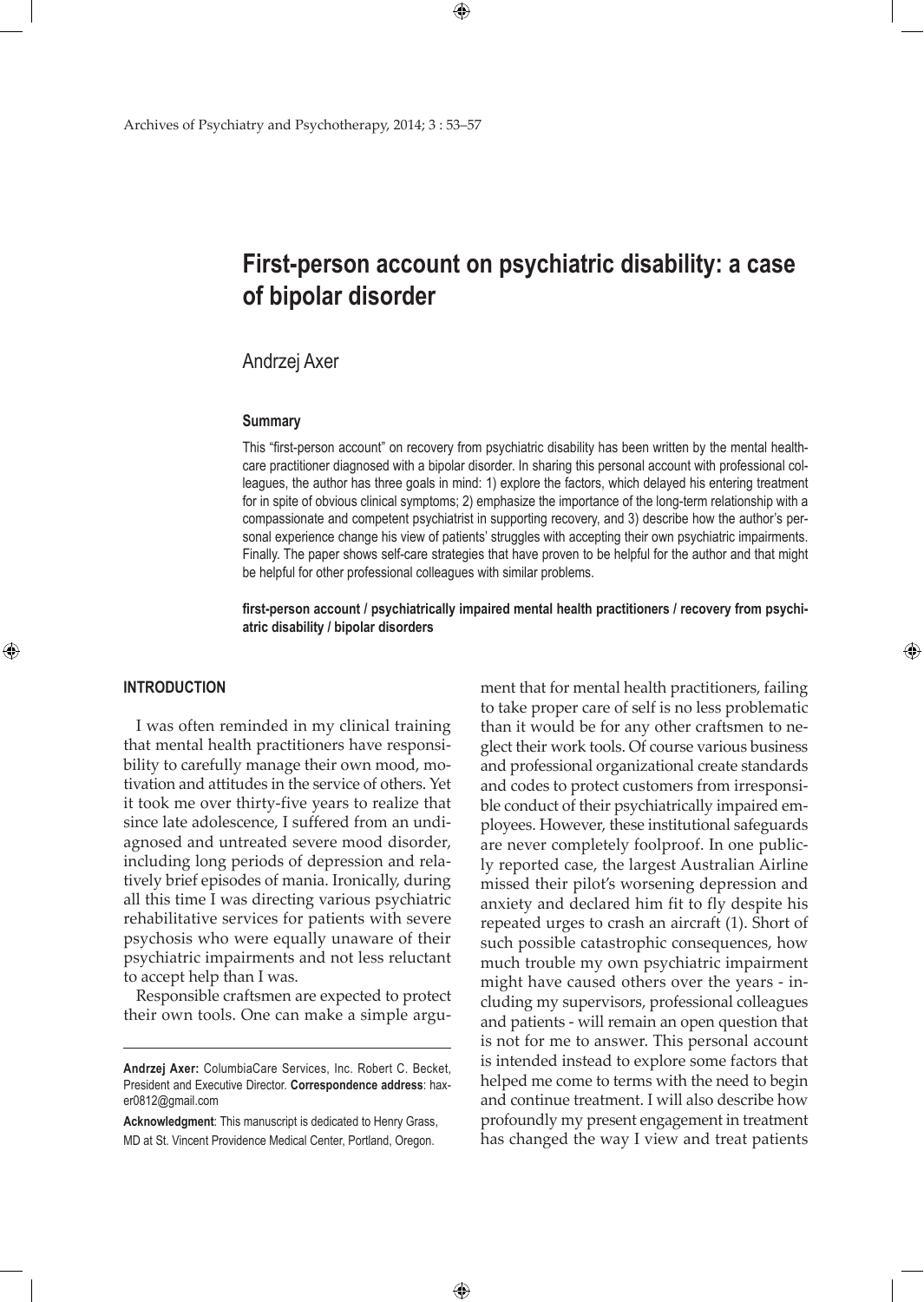# First-person account on psychiatric disability: a case of bipolar disorder

Andrzej Axer

### Summary

This "first-person account" on recovery from psychiatric disability has been written by the mental healthcare practitioner diagnosed with a bipolar disorder. In sharing this personal account with professional colleagues, the author has three goals in mind: 1) explore the factors, which delayed his entering treatment for in spite of obvious clinical symptoms; 2) emphasize the importance of the long-term relationship with a compassionate and competent psychiatrist in supporting recovery, and 3) describe how the author's personal experience change his view of patients' struggles with accepting their own psychiatric impairments. Finally. The paper shows self-care strategies that have proven to be helpful for the author and that might be helpful for other professional colleagues with similar problems.

**first-person account / psychiatrically impaired mental health practitioners / recovery from psychiatric disability / bipolar disorders**

## INTRODUCTION

I was often reminded in my clinical training that mental health practitioners have responsibility to carefully manage their own mood, motivation and attitudes in the service of others. Yet it took me over thirty-five years to realize that since late adolescence, I suffered from an undiagnosed and untreated severe mood disorder, including long periods of depression and relatively brief episodes of mania. Ironically, during all this time I was directing various psychiatric rehabilitative services for patients with severe psychosis who were equally unaware of their psychiatric impairments and not less reluctant to accept help than I was.

Responsible craftsmen are expected to protect their own tools. One can make a simple argument that for mental health practitioners, failing to take proper care of self is no less problematic than it would be for any other craftsmen to neglect their work tools. Of course various business and professional organizational create standards and codes to protect customers from irresponsible conduct of their psychiatrically impaired employees. However, these institutional safeguards are never completely foolproof. In one publicly reported case, the largest Australian Airline missed their pilot's worsening depression and anxiety and declared him fit to fly despite his repeated urges to crash an aircraft (1). Short of such possible catastrophic consequences, how much trouble my own psychiatric impairment might have caused others over the years - including my supervisors, professional colleagues and patients - will remain an open question that is not for me to answer. This personal account is intended instead to explore some factors that helped me come to terms with the need to begin and continue treatment. I will also describe how profoundly my present engagement in treatment has changed the way I view and treat patients

---

**Andrzej Axer:** ColumbiaCare Services, Inc. Robert C. Becket, President and Executive Director. **Correspondence address**: haxer0812@gmail.com

**Acknowledgment**: This manuscript is dedicated to Henry Grass, MD at St. Vincent Providence Medical Center, Portland, Oregon.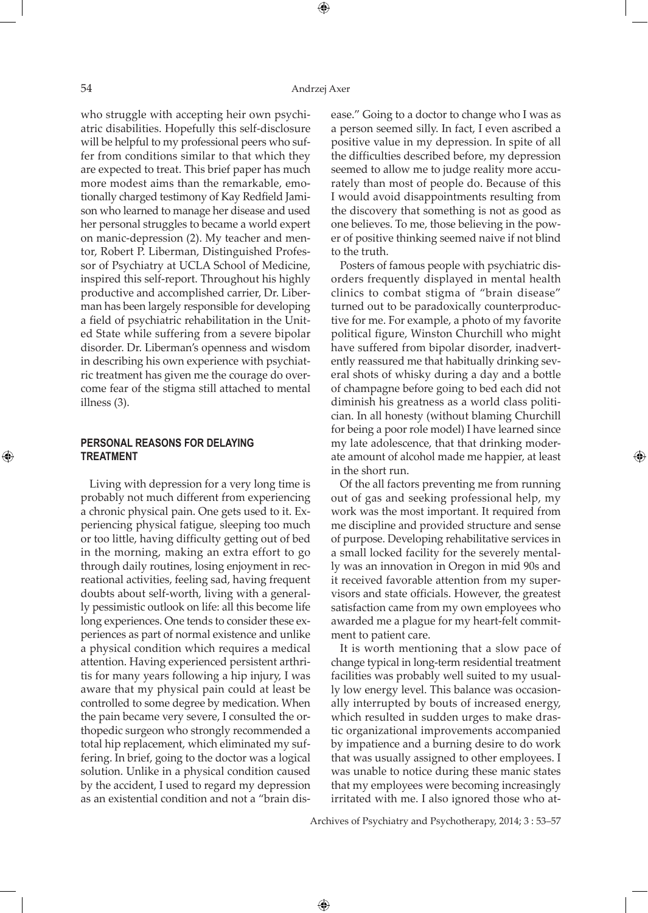who struggle with accepting heir own psychiatric disabilities. Hopefully this self-disclosure will be helpful to my professional peers who suffer from conditions similar to that which they are expected to treat. This brief paper has much more modest aims than the remarkable, emotionally charged testimony of Kay Redfield Jamison who learned to manage her disease and used her personal struggles to became a world expert on manic-depression (2). My teacher and mentor, Robert P. Liberman, Distinguished Professor of Psychiatry at UCLA School of Medicine, inspired this self-report. Throughout his highly productive and accomplished carrier, Dr. Liberman has been largely responsible for developing a field of psychiatric rehabilitation in the United State while suffering from a severe bipolar disorder. Dr. Liberman's openness and wisdom in describing his own experience with psychiatric treatment has given me the courage do overcome fear of the stigma still attached to mental illness (3).

## PERSONAL REASONS FOR DELAYING TREATMENT

Living with depression for a very long time is probably not much different from experiencing a chronic physical pain. One gets used to it. Experiencing physical fatigue, sleeping too much or too little, having difficulty getting out of bed in the morning, making an extra effort to go through daily routines, losing enjoyment in recreational activities, feeling sad, having frequent doubts about self-worth, living with a generally pessimistic outlook on life: all this become life long experiences. One tends to consider these experiences as part of normal existence and unlike a physical condition which requires a medical attention. Having experienced persistent arthritis for many years following a hip injury, I was aware that my physical pain could at least be controlled to some degree by medication. When the pain became very severe, I consulted the orthopedic surgeon who strongly recommended a total hip replacement, which eliminated my suffering. In brief, going to the doctor was a logical solution. Unlike in a physical condition caused by the accident, I used to regard my depression as an existential condition and not a "brain disease." Going to a doctor to change who I was as a person seemed silly. In fact, I even ascribed a positive value in my depression. In spite of all the difficulties described before, my depression seemed to allow me to judge reality more accurately than most of people do. Because of this I would avoid disappointments resulting from the discovery that something is not as good as one believes. To me, those believing in the power of positive thinking seemed naive if not blind to the truth.

Posters of famous people with psychiatric disorders frequently displayed in mental health clinics to combat stigma of "brain disease" turned out to be paradoxically counterproductive for me. For example, a photo of my favorite political figure, Winston Churchill who might have suffered from bipolar disorder, inadvertently reassured me that habitually drinking several shots of whisky during a day and a bottle of champagne before going to bed each did not diminish his greatness as a world class politician. In all honesty (without blaming Churchill for being a poor role model) I have learned since my late adolescence, that that drinking moderate amount of alcohol made me happier, at least in the short run.

Of the all factors preventing me from running out of gas and seeking professional help, my work was the most important. It required from me discipline and provided structure and sense of purpose. Developing rehabilitative services in a small locked facility for the severely mentally was an innovation in Oregon in mid 90s and it received favorable attention from my supervisors and state officials. However, the greatest satisfaction came from my own employees who awarded me a plague for my heart-felt commitment to patient care.

It is worth mentioning that a slow pace of change typical in long-term residential treatment facilities was probably well suited to my usually low energy level. This balance was occasionally interrupted by bouts of increased energy, which resulted in sudden urges to make drastic organizational improvements accompanied by impatience and a burning desire to do work that was usually assigned to other employees. I was unable to notice during these manic states that my employees were becoming increasingly irritated with me. I also ignored those who at-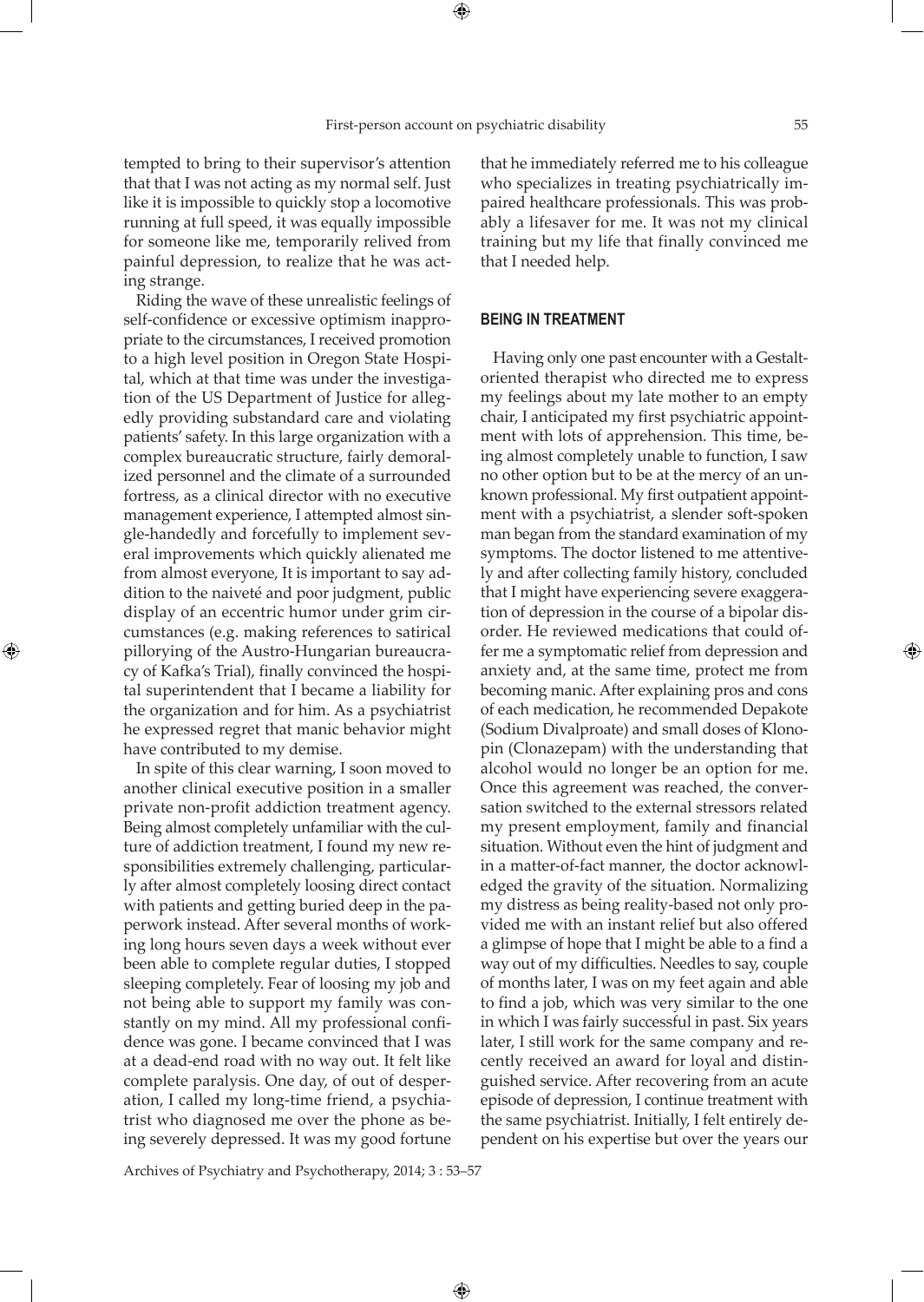tempted to bring to their supervisor's attention that that I was not acting as my normal self. Just like it is impossible to quickly stop a locomotive running at full speed, it was equally impossible for someone like me, temporarily relived from painful depression, to realize that he was acting strange.

Riding the wave of these unrealistic feelings of self-confidence or excessive optimism inappropriate to the circumstances, I received promotion to a high level position in Oregon State Hospital, which at that time was under the investigation of the US Department of Justice for allegedly providing substandard care and violating patients' safety. In this large organization with a complex bureaucratic structure, fairly demoralized personnel and the climate of a surrounded fortress, as a clinical director with no executive management experience, I attempted almost single-handedly and forcefully to implement several improvements which quickly alienated me from almost everyone, It is important to say addition to the naiveté and poor judgment, public display of an eccentric humor under grim circumstances (e.g. making references to satirical pillorying of the Austro-Hungarian bureaucracy of Kafka's Trial), finally convinced the hospital superintendent that I became a liability for the organization and for him. As a psychiatrist he expressed regret that manic behavior might have contributed to my demise.

In spite of this clear warning, I soon moved to another clinical executive position in a smaller private non-profit addiction treatment agency. Being almost completely unfamiliar with the culture of addiction treatment, I found my new responsibilities extremely challenging, particularly after almost completely loosing direct contact with patients and getting buried deep in the paperwork instead. After several months of working long hours seven days a week without ever been able to complete regular duties, I stopped sleeping completely. Fear of loosing my job and not being able to support my family was constantly on my mind. All my professional confidence was gone. I became convinced that I was at a dead-end road with no way out. It felt like complete paralysis. One day, of out of desperation, I called my long-time friend, a psychiatrist who diagnosed me over the phone as being severely depressed. It was my good fortune that he immediately referred me to his colleague who specializes in treating psychiatrically impaired healthcare professionals. This was probably a lifesaver for me. It was not my clinical training but my life that finally convinced me that I needed help.

## BEING IN TREATMENT

Having only one past encounter with a Gestalt-oriented therapist who directed me to express my feelings about my late mother to an empty chair, I anticipated my first psychiatric appointment with lots of apprehension. This time, being almost completely unable to function, I saw no other option but to be at the mercy of an unknown professional. My first outpatient appointment with a psychiatrist, a slender soft-spoken man began from the standard examination of my symptoms. The doctor listened to me attentively and after collecting family history, concluded that I might have experiencing severe exaggeration of depression in the course of a bipolar disorder. He reviewed medications that could offer me a symptomatic relief from depression and anxiety and, at the same time, protect me from becoming manic. After explaining pros and cons of each medication, he recommended Depakote (Sodium Divalproate) and small doses of Klonopin (Clonazepam) with the understanding that alcohol would no longer be an option for me. Once this agreement was reached, the conversation switched to the external stressors related my present employment, family and financial situation. Without even the hint of judgment and in a matter-of-fact manner, the doctor acknowledged the gravity of the situation. Normalizing my distress as being reality-based not only provided me with an instant relief but also offered a glimpse of hope that I might be able to a find a way out of my difficulties. Needles to say, couple of months later, I was on my feet again and able to find a job, which was very similar to the one in which I was fairly successful in past. Six years later, I still work for the same company and recently received an award for loyal and distinguished service. After recovering from an acute episode of depression, I continue treatment with the same psychiatrist. Initially, I felt entirely dependent on his expertise but over the years our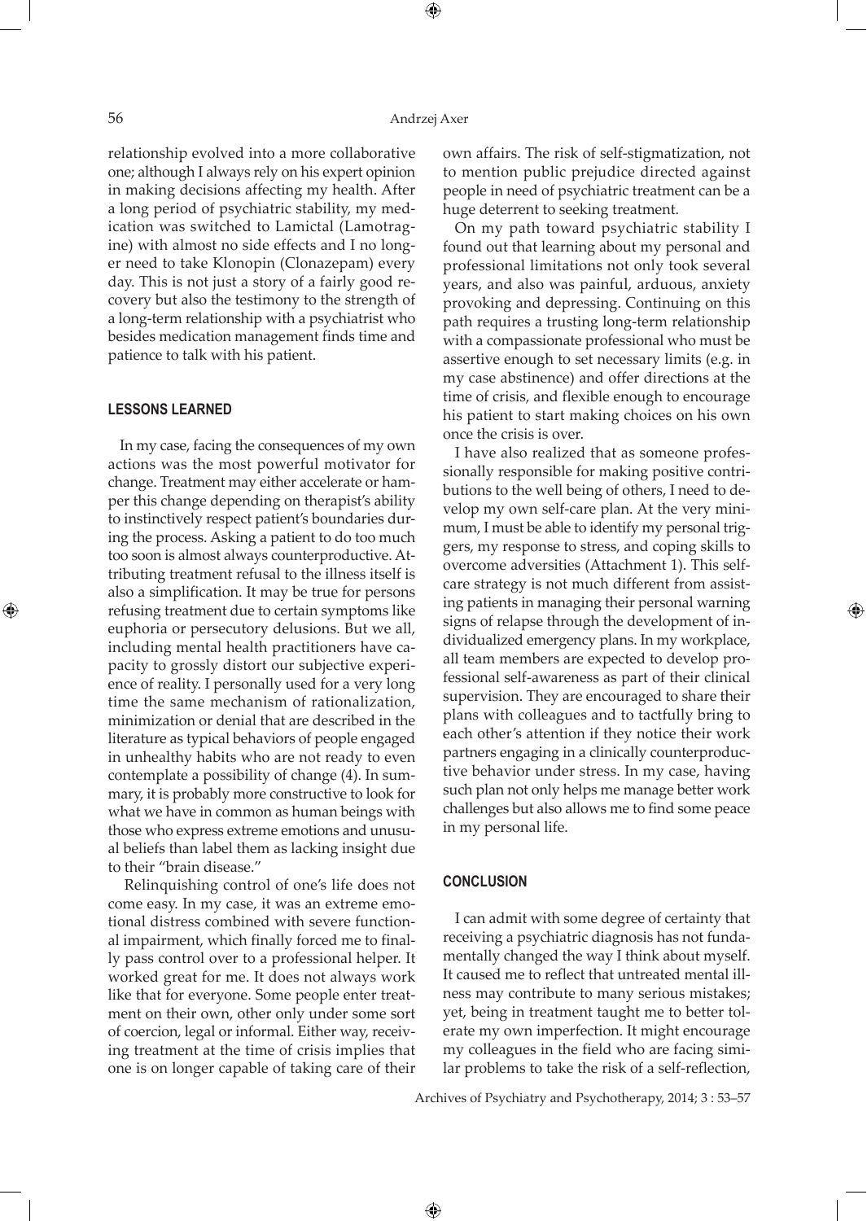relationship evolved into a more collaborative one; although I always rely on his expert opinion in making decisions affecting my health. After a long period of psychiatric stability, my medication was switched to Lamictal (Lamotragine) with almost no side effects and I no longer need to take Klonopin (Clonazepam) every day. This is not just a story of a fairly good recovery but also the testimony to the strength of a long-term relationship with a psychiatrist who besides medication management finds time and patience to talk with his patient.

## LESSONS LEARNED

In my case, facing the consequences of my own actions was the most powerful motivator for change. Treatment may either accelerate or hamper this change depending on therapist's ability to instinctively respect patient's boundaries during the process. Asking a patient to do too much too soon is almost always counterproductive. Attributing treatment refusal to the illness itself is also a simplification. It may be true for persons refusing treatment due to certain symptoms like euphoria or persecutory delusions. But we all, including mental health practitioners have capacity to grossly distort our subjective experience of reality. I personally used for a very long time the same mechanism of rationalization, minimization or denial that are described in the literature as typical behaviors of people engaged in unhealthy habits who are not ready to even contemplate a possibility of change (4). In summary, it is probably more constructive to look for what we have in common as human beings with those who express extreme emotions and unusual beliefs than label them as lacking insight due to their "brain disease."

Relinquishing control of one's life does not come easy. In my case, it was an extreme emotional distress combined with severe functional impairment, which finally forced me to finally pass control over to a professional helper. It worked great for me. It does not always work like that for everyone. Some people enter treatment on their own, other only under some sort of coercion, legal or informal. Either way, receiving treatment at the time of crisis implies that one is on longer capable of taking care of their own affairs. The risk of self-stigmatization, not to mention public prejudice directed against people in need of psychiatric treatment can be a huge deterrent to seeking treatment.

On my path toward psychiatric stability I found out that learning about my personal and professional limitations not only took several years, and also was painful, arduous, anxiety provoking and depressing. Continuing on this path requires a trusting long-term relationship with a compassionate professional who must be assertive enough to set necessary limits (e.g. in my case abstinence) and offer directions at the time of crisis, and flexible enough to encourage his patient to start making choices on his own once the crisis is over.

I have also realized that as someone professionally responsible for making positive contributions to the well being of others, I need to develop my own self-care plan. At the very minimum, I must be able to identify my personal triggers, my response to stress, and coping skills to overcome adversities (Attachment 1). This self-care strategy is not much different from assisting patients in managing their personal warning signs of relapse through the development of individualized emergency plans. In my workplace, all team members are expected to develop professional self-awareness as part of their clinical supervision. They are encouraged to share their plans with colleagues and to tactfully bring to each other's attention if they notice their work partners engaging in a clinically counterproductive behavior under stress. In my case, having such plan not only helps me manage better work challenges but also allows me to find some peace in my personal life.

## CONCLUSION

I can admit with some degree of certainty that receiving a psychiatric diagnosis has not fundamentally changed the way I think about myself. It caused me to reflect that untreated mental illness may contribute to many serious mistakes; yet, being in treatment taught me to better tolerate my own imperfection. It might encourage my colleagues in the field who are facing similar problems to take the risk of a self-reflection,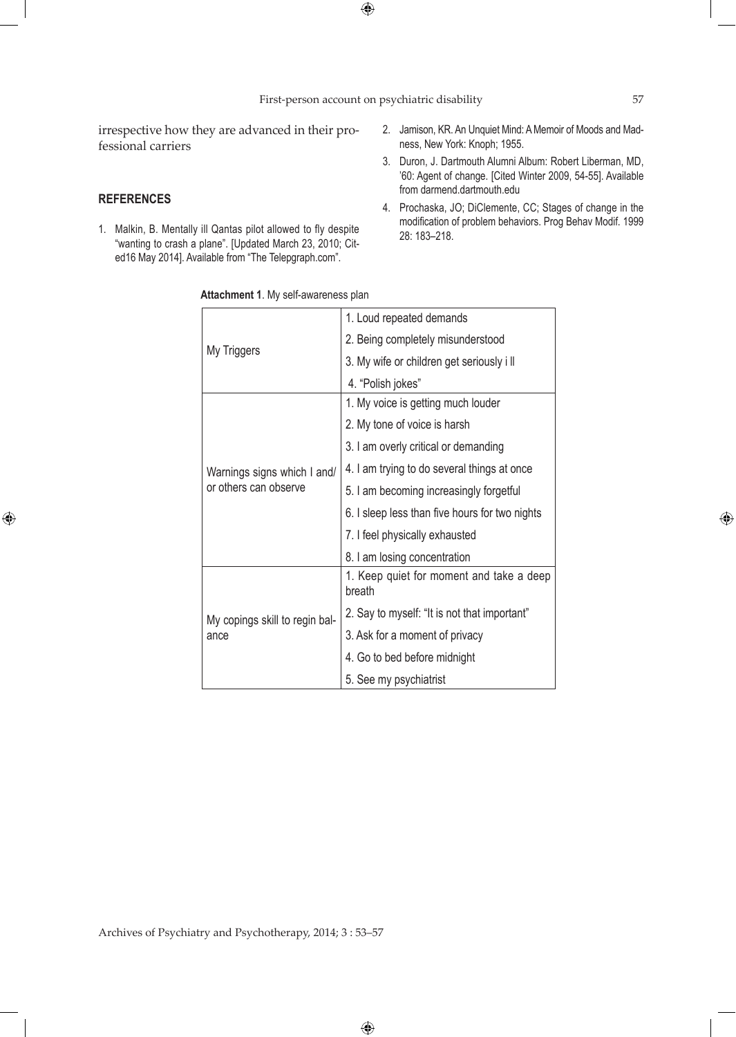irrespective how they are advanced in their professional carriers

## REFERENCES

1. Malkin, B. Mentally ill Qantas pilot allowed to fly despite "wanting to crash a plane". [Updated March 23, 2010; Cited16 May 2014]. Available from "The Telepgraph.com".
2. Jamison, KR. An Unquiet Mind: A Memoir of Moods and Madness, New York: Knoph; 1955.
3. Duron, J. Dartmouth Alumni Album: Robert Liberman, MD, '60: Agent of change. [Cited Winter 2009, 54-55]. Available from darmend.dartmouth.edu
4. Prochaska, JO; DiClemente, CC; Stages of change in the modification of problem behaviors. Prog Behav Modif. 1999 28: 183–218.

**Attachment 1**. My self-awareness plan

| | |
|---|---|
| My Triggers | 1. Loud repeated demands |
| | 2. Being completely misunderstood |
| | 3. My wife or children get seriously i ll |
| | 4. "Polish jokes" |
| Warnings signs which I and/ or others can observe | 1. My voice is getting much louder |
| | 2. My tone of voice is harsh |
| | 3. I am overly critical or demanding |
| | 4. I am trying to do several things at once |
| | 5. I am becoming increasingly forgetful |
| | 6. I sleep less than five hours for two nights |
| | 7. I feel physically exhausted |
| | 8. I am losing concentration |
| My copings skill to regin balance | 1. Keep quiet for moment and take a deep breath |
| | 2. Say to myself: "It is not that important" |
| | 3. Ask for a moment of privacy |
| | 4. Go to bed before midnight |
| | 5. See my psychiatrist |